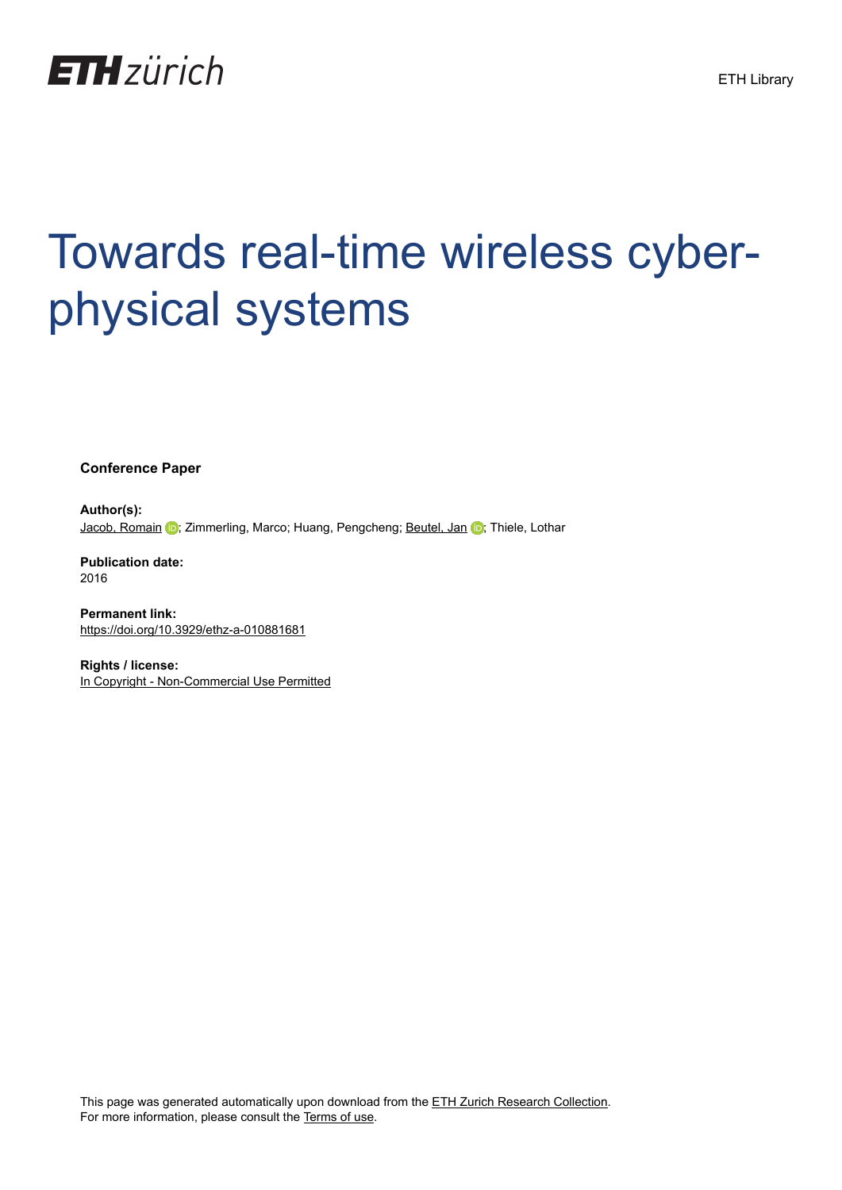# Towards real-time wireless cyber-physical systems

**Conference Paper**

**Author(s):**
Jacob, Romain; Zimmerling, Marco; Huang, Pengcheng; Beutel, Jan; Thiele, Lothar

**Publication date:**
2016

**Permanent link:**
https://doi.org/10.3929/ethz-a-010881681

**Rights / license:**
In Copyright - Non-Commercial Use Permitted

This page was generated automatically upon download from the ETH Zurich Research Collection.
For more information, please consult the Terms of use.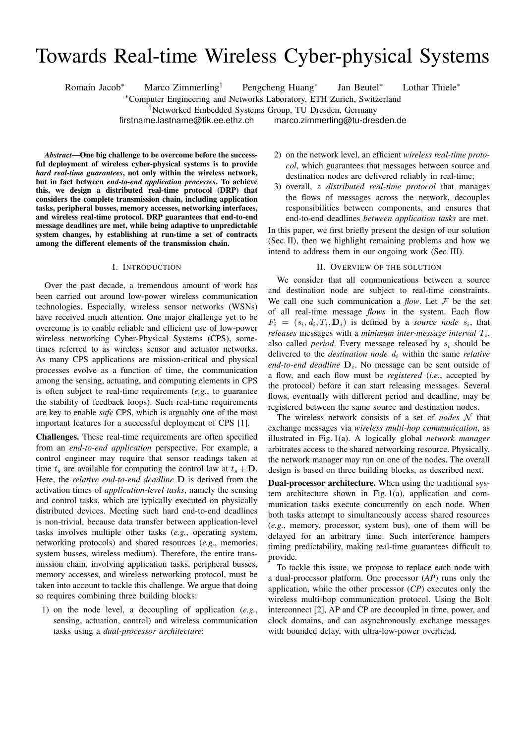# Towards Real-time Wireless Cyber-physical Systems

Romain Jacob[*] Marco Zimmerling[†] Pengcheng Huang[*] Jan Beutel[*] Lothar Thiele[*]

[*]Computer Engineering and Networks Laboratory, ETH Zurich, Switzerland

[†]Networked Embedded Systems Group, TU Dresden, Germany

firstname.lastname@tik.ee.ethz.ch marco.zimmerling@tu-dresden.de

***Abstract*—One big challenge to be overcome before the successful deployment of wireless cyber-physical systems is to provide *hard real-time guarantees*, not only within the wireless network, but in fact between *end-to-end application processes*. To achieve this, we design a distributed real-time protocol (DRP) that considers the complete transmission chain, including application tasks, peripheral busses, memory accesses, networking interfaces, and wireless real-time protocol. DRP guarantees that end-to-end message deadlines are met, while being adaptive to unpredictable system changes, by establishing at run-time a set of contracts among the different elements of the transmission chain.**

## I. Introduction

Over the past decade, a tremendous amount of work has been carried out around low-power wireless communication technologies. Especially, wireless sensor networks (WSNs) have received much attention. One major challenge yet to be overcome is to enable reliable and efficient use of low-power wireless networking Cyber-Physical Systems (CPS), sometimes referred to as wireless sensor and actuator networks. As many CPS applications are mission-critical and physical processes evolve as a function of time, the communication among the sensing, actuating, and computing elements in CPS is often subject to real-time requirements (*e.g.*, to guarantee the stability of feedback loops). Such real-time requirements are key to enable *safe* CPS, which is arguably one of the most important features for a successful deployment of CPS [1].

**Challenges.** These real-time requirements are often specified from an *end-to-end application* perspective. For example, a control engineer may require that sensor readings taken at time $t_s$ are available for computing the control law at $t_s + \mathbf{D}$. Here, the *relative end-to-end deadline* $\mathbf{D}$ is derived from the activation times of *application-level tasks*, namely the sensing and control tasks, which are typically executed on physically distributed devices. Meeting such hard end-to-end deadlines is non-trivial, because data transfer between application-level tasks involves multiple other tasks (*e.g.*, operating system, networking protocols) and shared resources (*e.g.*, memories, system busses, wireless medium). Therefore, the entire transmission chain, involving application tasks, peripheral busses, memory accesses, and wireless networking protocol, must be taken into account to tackle this challenge. We argue that doing so requires combining three building blocks:

1) on the node level, a decoupling of application (*e.g.*, sensing, actuation, control) and wireless communication tasks using a *dual-processor architecture*;
2) on the network level, an efficient *wireless real-time protocol*, which guarantees that messages between source and destination nodes are delivered reliably in real-time;
3) overall, a *distributed real-time protocol* that manages the flows of messages across the network, decouples responsibilities between components, and ensures that end-to-end deadlines *between application tasks* are met.

In this paper, we first briefly present the design of our solution (Sec. II), then we highlight remaining problems and how we intend to address them in our ongoing work (Sec. III).

## II. Overview of the solution

We consider that all communications between a source and destination node are subject to real-time constraints. We call one such communication a *flow*. Let $\mathcal{F}$ be the set of all real-time message *flows* in the system. Each flow $F_i = (s_i, d_i, T_i, \mathbf{D}_i)$ is defined by a *source node* $s_i$, that *releases* messages with a *minimum inter-message interval* $T_i$, also called *period*. Every message released by $s_i$ should be delivered to the *destination node* $d_i$ within the same *relative end-to-end deadline* $\mathbf{D}_i$. No message can be sent outside of a flow, and each flow must be *registered* (*i.e.*, accepted by the protocol) before it can start releasing messages. Several flows, eventually with different period and deadline, may be registered between the same source and destination nodes.

The wireless network consists of a set of *nodes* $\mathcal{N}$ that exchange messages via *wireless multi-hop communication*, as illustrated in Fig. 1(a). A logically global *network manager* arbitrates access to the shared networking resource. Physically, the network manager may run on one of the nodes. The overall design is based on three building blocks, as described next.

**Dual-processor architecture.** When using the traditional system architecture shown in Fig. 1(a), application and communication tasks execute concurrently on each node. When both tasks attempt to simultaneously access shared resources (*e.g.*, memory, processor, system bus), one of them will be delayed for an arbitrary time. Such interference hampers timing predictability, making real-time guarantees difficult to provide.

To tackle this issue, we propose to replace each node with a dual-processor platform. One processor (*AP*) runs only the application, while the other processor (*CP*) executes only the wireless multi-hop communication protocol. Using the Bolt interconnect [2], AP and CP are decoupled in time, power, and clock domains, and can asynchronously exchange messages with bounded delay, with ultra-low-power overhead.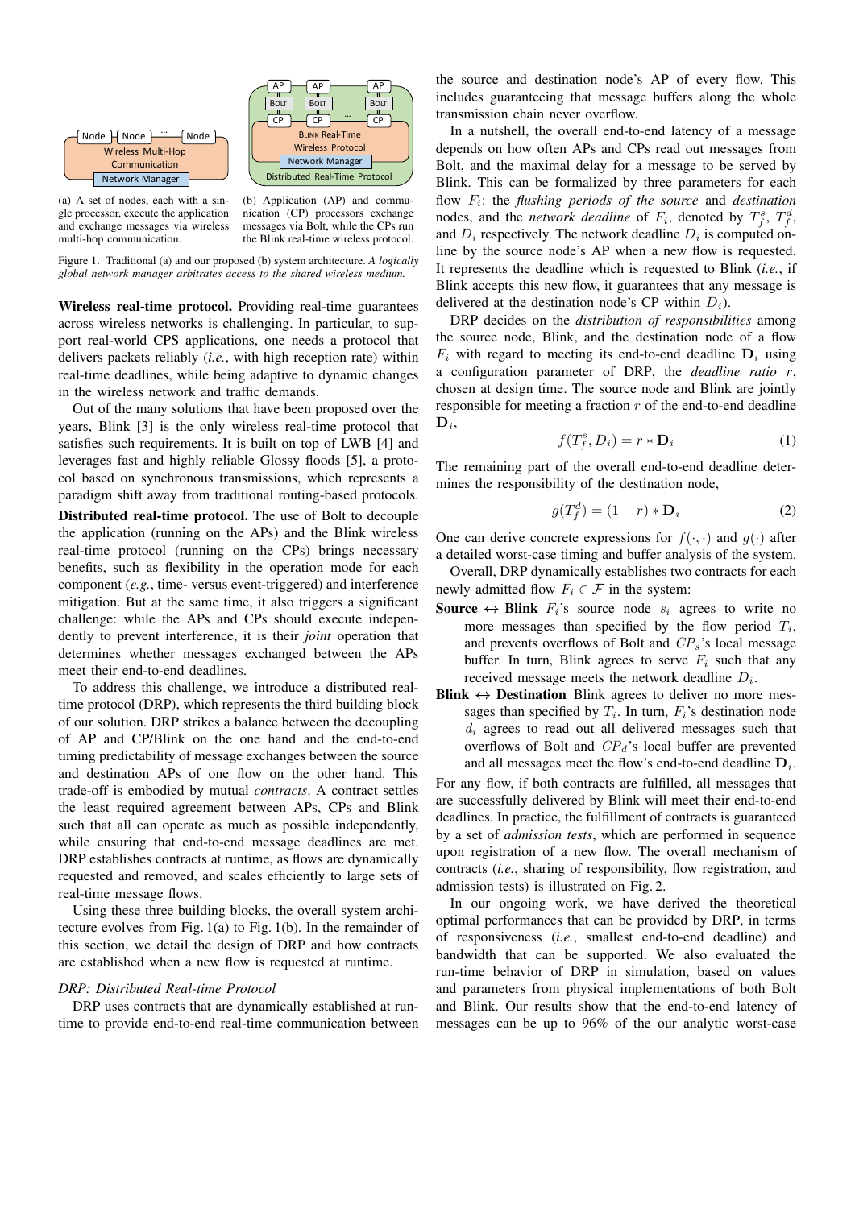(a) A set of nodes, each with a single processor, execute the application and exchange messages via wireless multi-hop communication.

(b) Application (AP) and communication (CP) processors exchange messages via Bolt, while the CPs run the Blink real-time wireless protocol.

Figure 1. Traditional (a) and our proposed (b) system architecture. *A logically global network manager arbitrates access to the shared wireless medium.*

**Wireless real-time protocol.** Providing real-time guarantees across wireless networks is challenging. In particular, to support real-world CPS applications, one needs a protocol that delivers packets reliably (*i.e.*, with high reception rate) within real-time deadlines, while being adaptive to dynamic changes in the wireless network and traffic demands.

Out of the many solutions that have been proposed over the years, Blink [3] is the only wireless real-time protocol that satisfies such requirements. It is built on top of LWB [4] and leverages fast and highly reliable Glossy floods [5], a protocol based on synchronous transmissions, which represents a paradigm shift away from traditional routing-based protocols.

**Distributed real-time protocol.** The use of Bolt to decouple the application (running on the APs) and the Blink wireless real-time protocol (running on the CPs) brings necessary benefits, such as flexibility in the operation mode for each component (*e.g.*, time- versus event-triggered) and interference mitigation. But at the same time, it also triggers a significant challenge: while the APs and CPs should execute independently to prevent interference, it is their *joint* operation that determines whether messages exchanged between the APs meet their end-to-end deadlines.

To address this challenge, we introduce a distributed real-time protocol (DRP), which represents the third building block of our solution. DRP strikes a balance between the decoupling of AP and CP/Blink on the one hand and the end-to-end timing predictability of message exchanges between the source and destination APs of one flow on the other hand. This trade-off is embodied by mutual *contracts*. A contract settles the least required agreement between APs, CPs and Blink such that all can operate as much as possible independently, while ensuring that end-to-end message deadlines are met. DRP establishes contracts at runtime, as flows are dynamically requested and removed, and scales efficiently to large sets of real-time message flows.

Using these three building blocks, the overall system architecture evolves from Fig. 1(a) to Fig. 1(b). In the remainder of this section, we detail the design of DRP and how contracts are established when a new flow is requested at runtime.

*DRP: Distributed Real-time Protocol*

DRP uses contracts that are dynamically established at runtime to provide end-to-end real-time communication between the source and destination node's AP of every flow. This includes guaranteeing that message buffers along the whole transmission chain never overflow.

In a nutshell, the overall end-to-end latency of a message depends on how often APs and CPs read out messages from Bolt, and the maximal delay for a message to be served by Blink. This can be formalized by three parameters for each flow $F_i$: the *flushing periods of the source* and *destination* nodes, and the *network deadline* of $F_i$, denoted by $T^s_f$, $T^d_f$, and $D_i$ respectively. The network deadline $D_i$ is computed online by the source node's AP when a new flow is requested. It represents the deadline which is requested to Blink (*i.e.*, if Blink accepts this new flow, it guarantees that any message is delivered at the destination node's CP within $D_i$).

DRP decides on the *distribution of responsibilities* among the source node, Blink, and the destination node of a flow $F_i$ with regard to meeting its end-to-end deadline $\mathbf{D}_i$ using a configuration parameter of DRP, the *deadline ratio* $r$, chosen at design time. The source node and Blink are jointly responsible for meeting a fraction $r$ of the end-to-end deadline $\mathbf{D}_i$,

$$f(T^s_f, D_i) = r * \mathbf{D}_i \tag{1}$$

The remaining part of the overall end-to-end deadline determines the responsibility of the destination node,

$$g(T^d_f) = (1 - r) * \mathbf{D}_i \tag{2}$$

One can derive concrete expressions for $f(\cdot,\cdot)$ and $g(\cdot)$ after a detailed worst-case timing and buffer analysis of the system.

Overall, DRP dynamically establishes two contracts for each newly admitted flow $F_i \in \mathcal{F}$ in the system:

- **Source $\leftrightarrow$ Blink** $F_i$'s source node $s_i$ agrees to write no more messages than specified by the flow period $T_i$, and prevents overflows of Bolt and $CP_s$'s local message buffer. In turn, Blink agrees to serve $F_i$ such that any received message meets the network deadline $D_i$.
- **Blink $\leftrightarrow$ Destination** Blink agrees to deliver no more messages than specified by $T_i$. In turn, $F_i$'s destination node $d_i$ agrees to read out all delivered messages such that overflows of Bolt and $CP_d$'s local buffer are prevented and all messages meet the flow's end-to-end deadline $\mathbf{D}_i$.

For any flow, if both contracts are fulfilled, all messages that are successfully delivered by Blink will meet their end-to-end deadlines. In practice, the fulfillment of contracts is guaranteed by a set of *admission tests*, which are performed in sequence upon registration of a new flow. The overall mechanism of contracts (*i.e.*, sharing of responsibility, flow registration, and admission tests) is illustrated on Fig. 2.

In our ongoing work, we have derived the theoretical optimal performances that can be provided by DRP, in terms of responsiveness (*i.e.*, smallest end-to-end deadline) and bandwidth that can be supported. We also evaluated the run-time behavior of DRP in simulation, based on values and parameters from physical implementations of both Bolt and Blink. Our results show that the end-to-end latency of messages can be up to 96% of the our analytic worst-case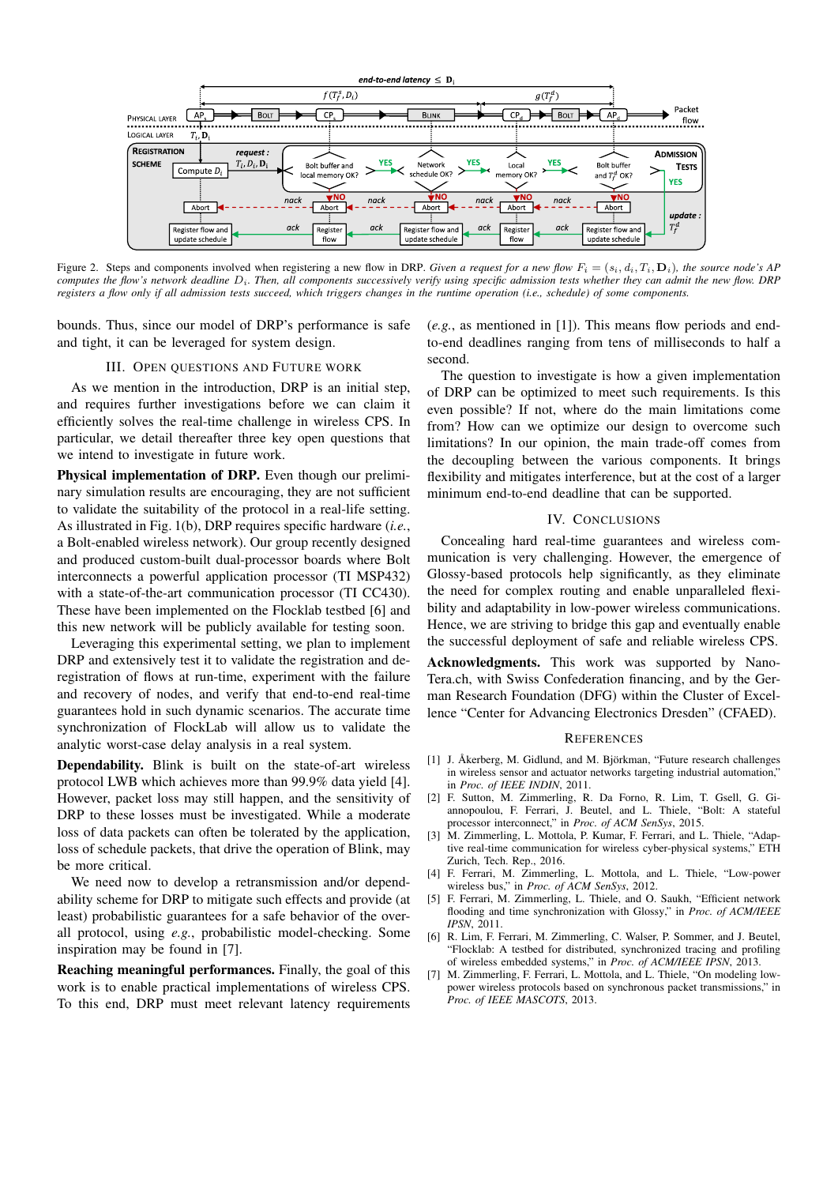Figure 2. Steps and components involved when registering a new flow in DRP. *Given a request for a new flow $F_i = (s_i, d_i, T_i, \mathbf{D}_i)$, the source node's AP computes the flow's network deadline $D_i$. Then, all components successively verify using specific admission tests whether they can admit the new flow. DRP registers a flow only if all admission tests succeed, which triggers changes in the runtime operation (i.e., schedule) of some components.*

bounds. Thus, since our model of DRP's performance is safe and tight, it can be leveraged for system design.

## III. Open Questions and Future Work

As we mention in the introduction, DRP is an initial step, and requires further investigations before we can claim it efficiently solves the real-time challenge in wireless CPS. In particular, we detail thereafter three key open questions that we intend to investigate in future work.

**Physical implementation of DRP.** Even though our preliminary simulation results are encouraging, they are not sufficient to validate the suitability of the protocol in a real-life setting. As illustrated in Fig. 1(b), DRP requires specific hardware (*i.e.*, a Bolt-enabled wireless network). Our group recently designed and produced custom-built dual-processor boards where Bolt interconnects a powerful application processor (TI MSP432) with a state-of-the-art communication processor (TI CC430). These have been implemented on the Flocklab testbed [6] and this new network will be publicly available for testing soon.

Leveraging this experimental setting, we plan to implement DRP and extensively test it to validate the registration and de-registration of flows at run-time, experiment with the failure and recovery of nodes, and verify that end-to-end real-time guarantees hold in such dynamic scenarios. The accurate time synchronization of FlockLab will allow us to validate the analytic worst-case delay analysis in a real system.

**Dependability.** Blink is built on the state-of-art wireless protocol LWB which achieves more than 99.9% data yield [4]. However, packet loss may still happen, and the sensitivity of DRP to these losses must be investigated. While a moderate loss of data packets can often be tolerated by the application, loss of schedule packets, that drive the operation of Blink, may be more critical.

We need now to develop a retransmission and/or dependability scheme for DRP to mitigate such effects and provide (at least) probabilistic guarantees for a safe behavior of the overall protocol, using *e.g.*, probabilistic model-checking. Some inspiration may be found in [7].

**Reaching meaningful performances.** Finally, the goal of this work is to enable practical implementations of wireless CPS. To this end, DRP must meet relevant latency requirements (*e.g.*, as mentioned in [1]). This means flow periods and end-to-end deadlines ranging from tens of milliseconds to half a second.

The question to investigate is how a given implementation of DRP can be optimized to meet such requirements. Is this even possible? If not, where do the main limitations come from? How can we optimize our design to overcome such limitations? In our opinion, the main trade-off comes from the decoupling between the various components. It brings flexibility and mitigates interference, but at the cost of a larger minimum end-to-end deadline that can be supported.

## IV. Conclusions

Concealing hard real-time guarantees and wireless communication is very challenging. However, the emergence of Glossy-based protocols help significantly, as they eliminate the need for complex routing and enable unparalleled flexibility and adaptability in low-power wireless communications. Hence, we are striving to bridge this gap and eventually enable the successful deployment of safe and reliable wireless CPS.

**Acknowledgments.** This work was supported by Nano-Tera.ch, with Swiss Confederation financing, and by the German Research Foundation (DFG) within the Cluster of Excellence "Center for Advancing Electronics Dresden" (CFAED).

## References

[1] J. Åkerberg, M. Gidlund, and M. Björkman, "Future research challenges in wireless sensor and actuator networks targeting industrial automation," in *Proc. of IEEE INDIN*, 2011.

[2] F. Sutton, M. Zimmerling, R. Da Forno, R. Lim, T. Gsell, G. Giannopoulou, F. Ferrari, J. Beutel, and L. Thiele, "Bolt: A stateful processor interconnect," in *Proc. of ACM SenSys*, 2015.

[3] M. Zimmerling, L. Mottola, P. Kumar, F. Ferrari, and L. Thiele, "Adaptive real-time communication for wireless cyber-physical systems," ETH Zurich, Tech. Rep., 2016.

[4] F. Ferrari, M. Zimmerling, L. Mottola, and L. Thiele, "Low-power wireless bus," in *Proc. of ACM SenSys*, 2012.

[5] F. Ferrari, M. Zimmerling, L. Thiele, and O. Saukh, "Efficient network flooding and time synchronization with Glossy," in *Proc. of ACM/IEEE IPSN*, 2011.

[6] R. Lim, F. Ferrari, M. Zimmerling, C. Walser, P. Sommer, and J. Beutel, "Flocklab: A testbed for distributed, synchronized tracing and profiling of wireless embedded systems," in *Proc. of ACM/IEEE IPSN*, 2013.

[7] M. Zimmerling, F. Ferrari, L. Mottola, and L. Thiele, "On modeling low-power wireless protocols based on synchronous packet transmissions," in *Proc. of IEEE MASCOTS*, 2013.